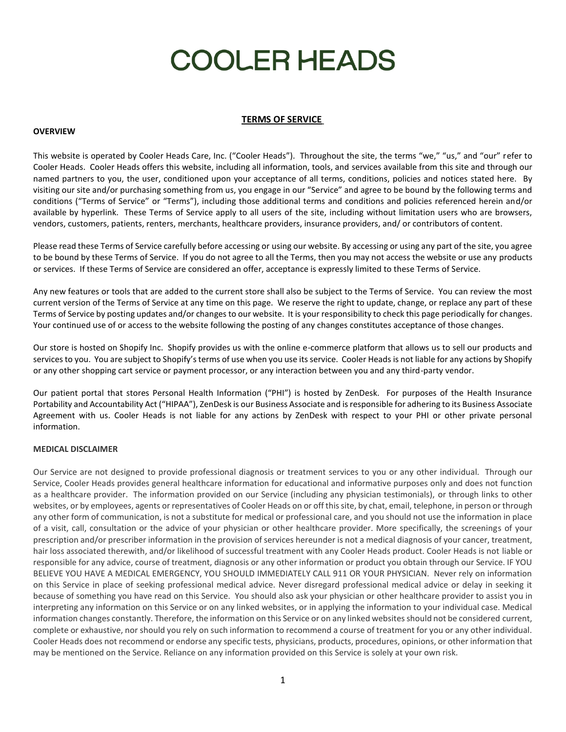# COOLER HEADS

## TERMS OF SERVICE

**OVERVIEW**

This website is operated by Cooler Heads Care, Inc. ("Cooler Heads"). Throughout the site, the terms "we," "us," and "our" refer to Cooler Heads. Cooler Heads offers this website, including all information, tools, and services available from this site and through our named partners to you, the user, conditioned upon your acceptance of all terms, conditions, policies and notices stated here. By visiting our site and/or purchasing something from us, you engage in our "Service" and agree to be bound by the following terms and conditions ("Terms of Service" or "Terms"), including those additional terms and conditions and policies referenced herein and/or available by hyperlink. These Terms of Service apply to all users of the site, including without limitation users who are browsers, vendors, customers, patients, renters, merchants, healthcare providers, insurance providers, and/ or contributors of content.

Please read these Terms of Service carefully before accessing or using our website. By accessing or using any part of the site, you agree to be bound by these Terms of Service. If you do not agree to all the Terms, then you may not access the website or use any products or services. If these Terms of Service are considered an offer, acceptance is expressly limited to these Terms of Service.

Any new features or tools that are added to the current store shall also be subject to the Terms of Service. You can review the most current version of the Terms of Service at any time on this page. We reserve the right to update, change, or replace any part of these Terms of Service by posting updates and/or changes to our website. It is your responsibility to check this page periodically for changes. Your continued use of or access to the website following the posting of any changes constitutes acceptance of those changes.

Our store is hosted on Shopify Inc. Shopify provides us with the online e-commerce platform that allows us to sell our products and services to you. You are subject to Shopify's terms of use when you use its service. Cooler Heads is not liable for any actions by Shopify or any other shopping cart service or payment processor, or any interaction between you and any third-party vendor.

Our patient portal that stores Personal Health Information ("PHI") is hosted by ZenDesk. For purposes of the Health Insurance Portability and Accountability Act ("HIPAA"), ZenDesk is our Business Associate and is responsible for adhering to its Business Associate Agreement with us. Cooler Heads is not liable for any actions by ZenDesk with respect to your PHI or other private personal information.

**MEDICAL DISCLAIMER**

Our Service are not designed to provide professional diagnosis or treatment services to you or any other individual. Through our Service, Cooler Heads provides general healthcare information for educational and informative purposes only and does not function as a healthcare provider. The information provided on our Service (including any physician testimonials), or through links to other websites, or by employees, agents or representatives of Cooler Heads on or off this site, by chat, email, telephone, in person or through any other form of communication, is not a substitute for medical or professional care, and you should not use the information in place of a visit, call, consultation or the advice of your physician or other healthcare provider. More specifically, the screenings of your prescription and/or prescriber information in the provision of services hereunder is not a medical diagnosis of your cancer, treatment, hair loss associated therewith, and/or likelihood of successful treatment with any Cooler Heads product. Cooler Heads is not liable or responsible for any advice, course of treatment, diagnosis or any other information or product you obtain through our Service. IF YOU BELIEVE YOU HAVE A MEDICAL EMERGENCY, YOU SHOULD IMMEDIATELY CALL 911 OR YOUR PHYSICIAN. Never rely on information on this Service in place of seeking professional medical advice. Never disregard professional medical advice or delay in seeking it because of something you have read on this Service. You should also ask your physician or other healthcare provider to assist you in interpreting any information on this Service or on any linked websites, or in applying the information to your individual case. Medical information changes constantly. Therefore, the information on this Service or on any linked websites should not be considered current, complete or exhaustive, nor should you rely on such information to recommend a course of treatment for you or any other individual. Cooler Heads does not recommend or endorse any specific tests, physicians, products, procedures, opinions, or other information that may be mentioned on the Service. Reliance on any information provided on this Service is solely at your own risk.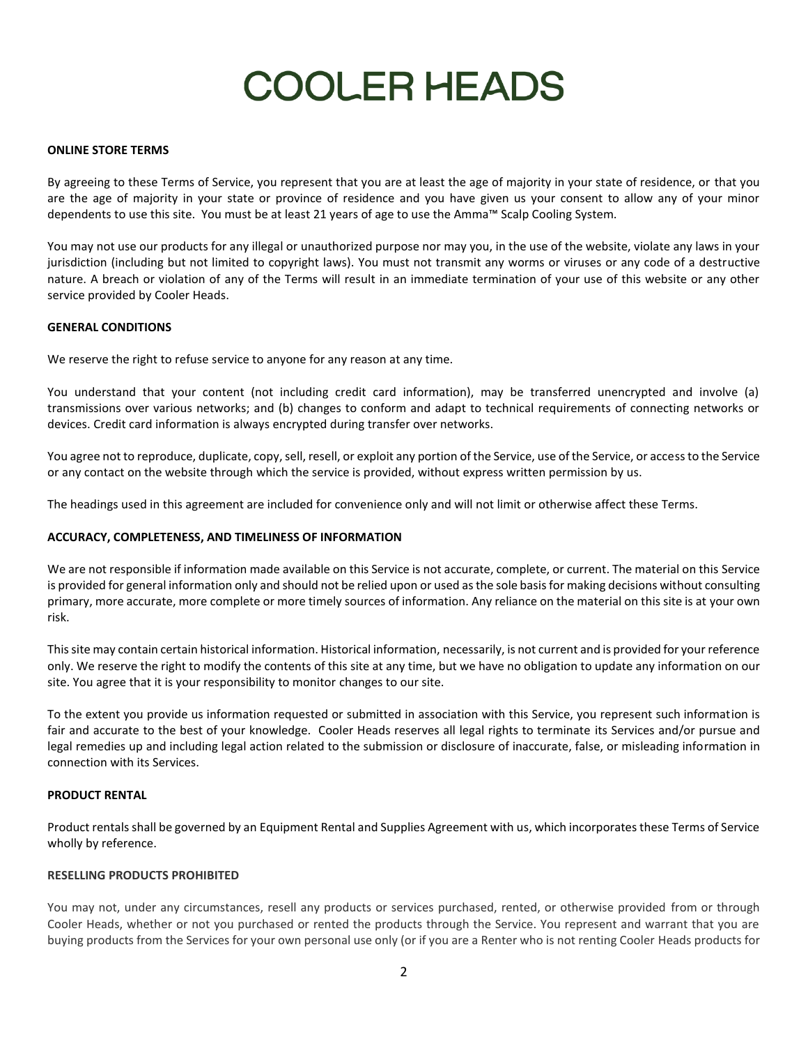# COOLER HEADS

**ONLINE STORE TERMS**

By agreeing to these Terms of Service, you represent that you are at least the age of majority in your state of residence, or that you are the age of majority in your state or province of residence and you have given us your consent to allow any of your minor dependents to use this site. You must be at least 21 years of age to use the Amma™ Scalp Cooling System.

You may not use our products for any illegal or unauthorized purpose nor may you, in the use of the website, violate any laws in your jurisdiction (including but not limited to copyright laws). You must not transmit any worms or viruses or any code of a destructive nature. A breach or violation of any of the Terms will result in an immediate termination of your use of this website or any other service provided by Cooler Heads.

**GENERAL CONDITIONS**

We reserve the right to refuse service to anyone for any reason at any time.

You understand that your content (not including credit card information), may be transferred unencrypted and involve (a) transmissions over various networks; and (b) changes to conform and adapt to technical requirements of connecting networks or devices. Credit card information is always encrypted during transfer over networks.

You agree not to reproduce, duplicate, copy, sell, resell, or exploit any portion of the Service, use of the Service, or access to the Service or any contact on the website through which the service is provided, without express written permission by us.

The headings used in this agreement are included for convenience only and will not limit or otherwise affect these Terms.

**ACCURACY, COMPLETENESS, AND TIMELINESS OF INFORMATION**

We are not responsible if information made available on this Service is not accurate, complete, or current. The material on this Service is provided for general information only and should not be relied upon or used as the sole basis for making decisions without consulting primary, more accurate, more complete or more timely sources of information. Any reliance on the material on this site is at your own risk.

This site may contain certain historical information. Historical information, necessarily, is not current and is provided for your reference only. We reserve the right to modify the contents of this site at any time, but we have no obligation to update any information on our site. You agree that it is your responsibility to monitor changes to our site.

To the extent you provide us information requested or submitted in association with this Service, you represent such information is fair and accurate to the best of your knowledge. Cooler Heads reserves all legal rights to terminate its Services and/or pursue and legal remedies up and including legal action related to the submission or disclosure of inaccurate, false, or misleading information in connection with its Services.

**PRODUCT RENTAL**

Product rentals shall be governed by an Equipment Rental and Supplies Agreement with us, which incorporates these Terms of Service wholly by reference.

**RESELLING PRODUCTS PROHIBITED**

You may not, under any circumstances, resell any products or services purchased, rented, or otherwise provided from or through Cooler Heads, whether or not you purchased or rented the products through the Service. You represent and warrant that you are buying products from the Services for your own personal use only (or if you are a Renter who is not renting Cooler Heads products for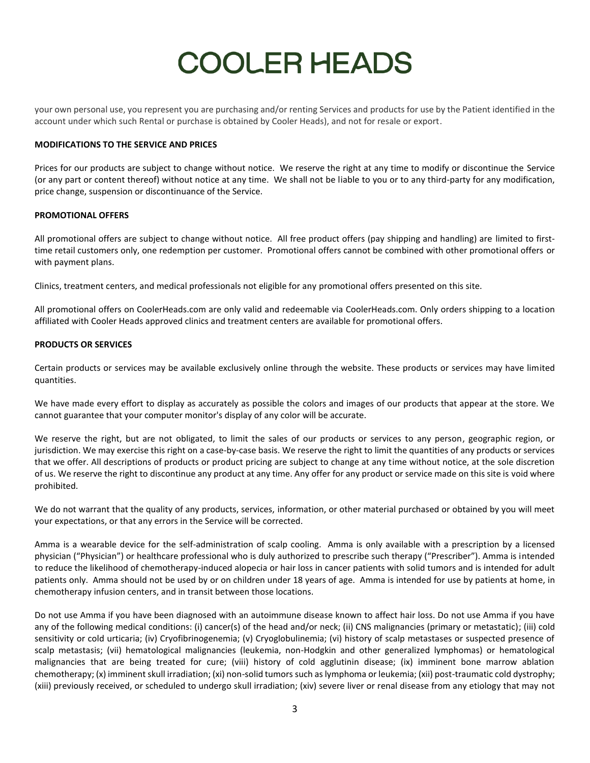your own personal use, you represent you are purchasing and/or renting Services and products for use by the Patient identified in the account under which such Rental or purchase is obtained by Cooler Heads), and not for resale or export.

**MODIFICATIONS TO THE SERVICE AND PRICES**

Prices for our products are subject to change without notice. We reserve the right at any time to modify or discontinue the Service (or any part or content thereof) without notice at any time. We shall not be liable to you or to any third-party for any modification, price change, suspension or discontinuance of the Service.

**PROMOTIONAL OFFERS**

All promotional offers are subject to change without notice. All free product offers (pay shipping and handling) are limited to first-time retail customers only, one redemption per customer. Promotional offers cannot be combined with other promotional offers or with payment plans.

Clinics, treatment centers, and medical professionals not eligible for any promotional offers presented on this site.

All promotional offers on CoolerHeads.com are only valid and redeemable via CoolerHeads.com. Only orders shipping to a location affiliated with Cooler Heads approved clinics and treatment centers are available for promotional offers.

**PRODUCTS OR SERVICES**

Certain products or services may be available exclusively online through the website. These products or services may have limited quantities.

We have made every effort to display as accurately as possible the colors and images of our products that appear at the store. We cannot guarantee that your computer monitor's display of any color will be accurate.

We reserve the right, but are not obligated, to limit the sales of our products or services to any person, geographic region, or jurisdiction. We may exercise this right on a case-by-case basis. We reserve the right to limit the quantities of any products or services that we offer. All descriptions of products or product pricing are subject to change at any time without notice, at the sole discretion of us. We reserve the right to discontinue any product at any time. Any offer for any product or service made on this site is void where prohibited.

We do not warrant that the quality of any products, services, information, or other material purchased or obtained by you will meet your expectations, or that any errors in the Service will be corrected.

Amma is a wearable device for the self-administration of scalp cooling. Amma is only available with a prescription by a licensed physician ("Physician") or healthcare professional who is duly authorized to prescribe such therapy ("Prescriber"). Amma is intended to reduce the likelihood of chemotherapy-induced alopecia or hair loss in cancer patients with solid tumors and is intended for adult patients only. Amma should not be used by or on children under 18 years of age. Amma is intended for use by patients at home, in chemotherapy infusion centers, and in transit between those locations.

Do not use Amma if you have been diagnosed with an autoimmune disease known to affect hair loss. Do not use Amma if you have any of the following medical conditions: (i) cancer(s) of the head and/or neck; (ii) CNS malignancies (primary or metastatic); (iii) cold sensitivity or cold urticaria; (iv) Cryofibrinogenemia; (v) Cryoglobulinemia; (vi) history of scalp metastases or suspected presence of scalp metastasis; (vii) hematological malignancies (leukemia, non-Hodgkin and other generalized lymphomas) or hematological malignancies that are being treated for cure; (viii) history of cold agglutinin disease; (ix) imminent bone marrow ablation chemotherapy; (x) imminent skull irradiation; (xi) non-solid tumors such as lymphoma or leukemia; (xii) post-traumatic cold dystrophy; (xiii) previously received, or scheduled to undergo skull irradiation; (xiv) severe liver or renal disease from any etiology that may not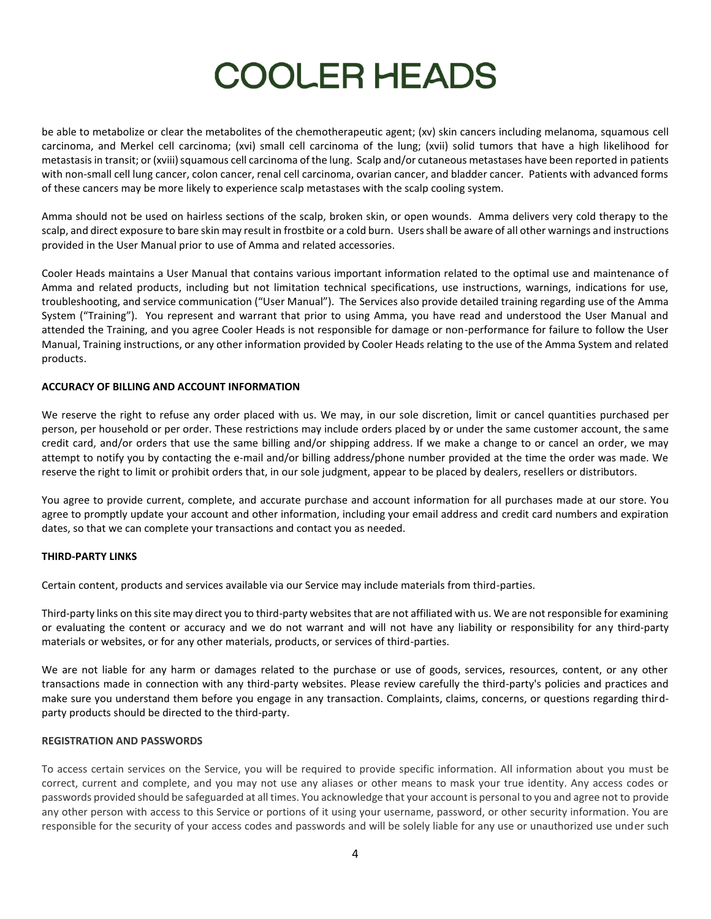be able to metabolize or clear the metabolites of the chemotherapeutic agent; (xv) skin cancers including melanoma, squamous cell carcinoma, and Merkel cell carcinoma; (xvi) small cell carcinoma of the lung; (xvii) solid tumors that have a high likelihood for metastasis in transit; or (xviii) squamous cell carcinoma of the lung. Scalp and/or cutaneous metastases have been reported in patients with non-small cell lung cancer, colon cancer, renal cell carcinoma, ovarian cancer, and bladder cancer. Patients with advanced forms of these cancers may be more likely to experience scalp metastases with the scalp cooling system.

Amma should not be used on hairless sections of the scalp, broken skin, or open wounds. Amma delivers very cold therapy to the scalp, and direct exposure to bare skin may result in frostbite or a cold burn. Users shall be aware of all other warnings and instructions provided in the User Manual prior to use of Amma and related accessories.

Cooler Heads maintains a User Manual that contains various important information related to the optimal use and maintenance of Amma and related products, including but not limitation technical specifications, use instructions, warnings, indications for use, troubleshooting, and service communication ("User Manual"). The Services also provide detailed training regarding use of the Amma System ("Training"). You represent and warrant that prior to using Amma, you have read and understood the User Manual and attended the Training, and you agree Cooler Heads is not responsible for damage or non-performance for failure to follow the User Manual, Training instructions, or any other information provided by Cooler Heads relating to the use of the Amma System and related products.

**ACCURACY OF BILLING AND ACCOUNT INFORMATION**

We reserve the right to refuse any order placed with us. We may, in our sole discretion, limit or cancel quantities purchased per person, per household or per order. These restrictions may include orders placed by or under the same customer account, the same credit card, and/or orders that use the same billing and/or shipping address. If we make a change to or cancel an order, we may attempt to notify you by contacting the e-mail and/or billing address/phone number provided at the time the order was made. We reserve the right to limit or prohibit orders that, in our sole judgment, appear to be placed by dealers, resellers or distributors.

You agree to provide current, complete, and accurate purchase and account information for all purchases made at our store. You agree to promptly update your account and other information, including your email address and credit card numbers and expiration dates, so that we can complete your transactions and contact you as needed.

**THIRD-PARTY LINKS**

Certain content, products and services available via our Service may include materials from third-parties.

Third-party links on this site may direct you to third-party websites that are not affiliated with us. We are not responsible for examining or evaluating the content or accuracy and we do not warrant and will not have any liability or responsibility for any third-party materials or websites, or for any other materials, products, or services of third-parties.

We are not liable for any harm or damages related to the purchase or use of goods, services, resources, content, or any other transactions made in connection with any third-party websites. Please review carefully the third-party's policies and practices and make sure you understand them before you engage in any transaction. Complaints, claims, concerns, or questions regarding third-party products should be directed to the third-party.

**REGISTRATION AND PASSWORDS**

To access certain services on the Service, you will be required to provide specific information. All information about you must be correct, current and complete, and you may not use any aliases or other means to mask your true identity. Any access codes or passwords provided should be safeguarded at all times. You acknowledge that your account is personal to you and agree not to provide any other person with access to this Service or portions of it using your username, password, or other security information. You are responsible for the security of your access codes and passwords and will be solely liable for any use or unauthorized use under such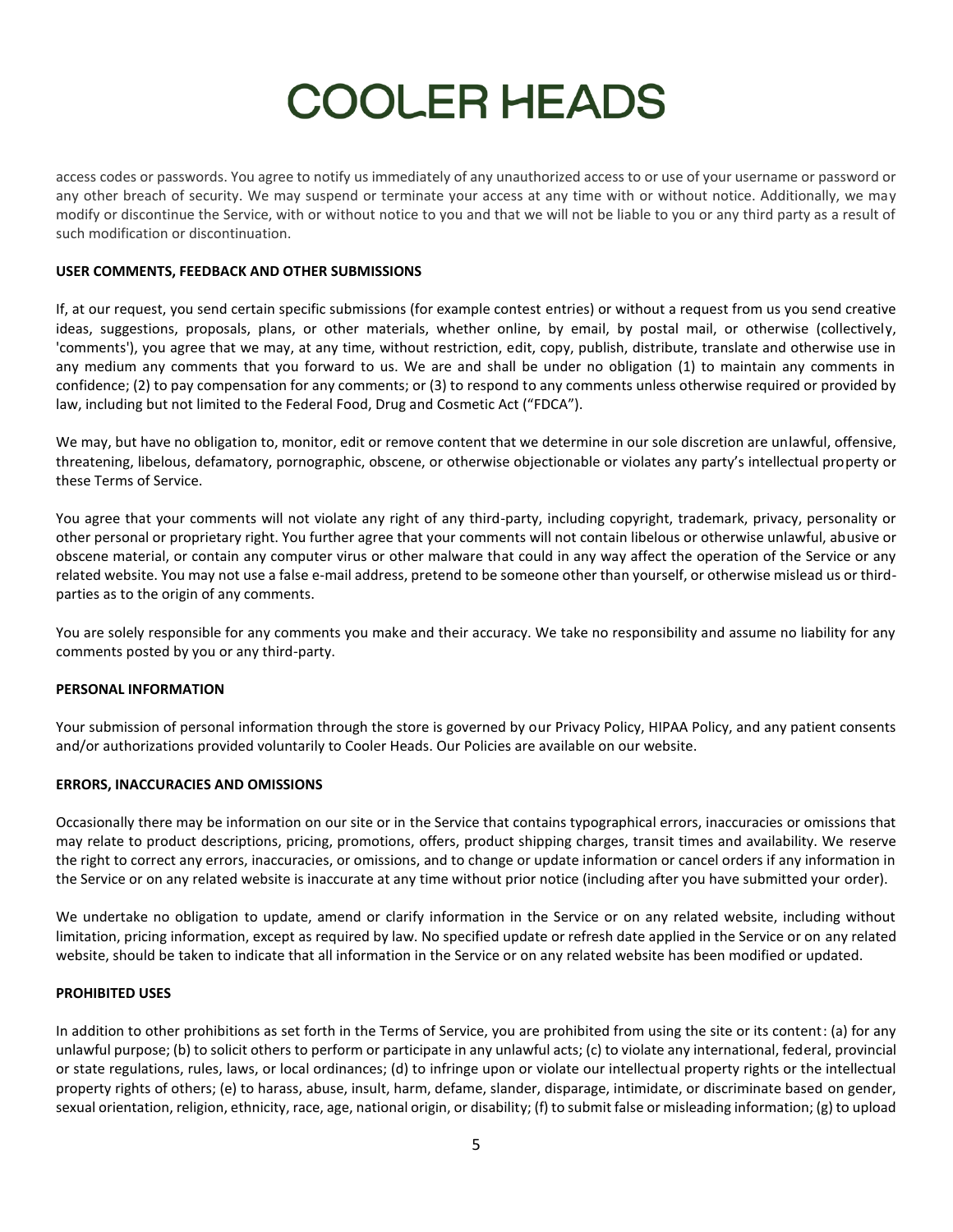access codes or passwords. You agree to notify us immediately of any unauthorized access to or use of your username or password or any other breach of security. We may suspend or terminate your access at any time with or without notice. Additionally, we may modify or discontinue the Service, with or without notice to you and that we will not be liable to you or any third party as a result of such modification or discontinuation.

**USER COMMENTS, FEEDBACK AND OTHER SUBMISSIONS**

If, at our request, you send certain specific submissions (for example contest entries) or without a request from us you send creative ideas, suggestions, proposals, plans, or other materials, whether online, by email, by postal mail, or otherwise (collectively, 'comments'), you agree that we may, at any time, without restriction, edit, copy, publish, distribute, translate and otherwise use in any medium any comments that you forward to us. We are and shall be under no obligation (1) to maintain any comments in confidence; (2) to pay compensation for any comments; or (3) to respond to any comments unless otherwise required or provided by law, including but not limited to the Federal Food, Drug and Cosmetic Act ("FDCA").

We may, but have no obligation to, monitor, edit or remove content that we determine in our sole discretion are unlawful, offensive, threatening, libelous, defamatory, pornographic, obscene, or otherwise objectionable or violates any party's intellectual property or these Terms of Service.

You agree that your comments will not violate any right of any third-party, including copyright, trademark, privacy, personality or other personal or proprietary right. You further agree that your comments will not contain libelous or otherwise unlawful, abusive or obscene material, or contain any computer virus or other malware that could in any way affect the operation of the Service or any related website. You may not use a false e-mail address, pretend to be someone other than yourself, or otherwise mislead us or third-parties as to the origin of any comments.

You are solely responsible for any comments you make and their accuracy. We take no responsibility and assume no liability for any comments posted by you or any third-party.

**PERSONAL INFORMATION**

Your submission of personal information through the store is governed by our Privacy Policy, HIPAA Policy, and any patient consents and/or authorizations provided voluntarily to Cooler Heads. Our Policies are available on our website.

**ERRORS, INACCURACIES AND OMISSIONS**

Occasionally there may be information on our site or in the Service that contains typographical errors, inaccuracies or omissions that may relate to product descriptions, pricing, promotions, offers, product shipping charges, transit times and availability. We reserve the right to correct any errors, inaccuracies, or omissions, and to change or update information or cancel orders if any information in the Service or on any related website is inaccurate at any time without prior notice (including after you have submitted your order).

We undertake no obligation to update, amend or clarify information in the Service or on any related website, including without limitation, pricing information, except as required by law. No specified update or refresh date applied in the Service or on any related website, should be taken to indicate that all information in the Service or on any related website has been modified or updated.

**PROHIBITED USES**

In addition to other prohibitions as set forth in the Terms of Service, you are prohibited from using the site or its content: (a) for any unlawful purpose; (b) to solicit others to perform or participate in any unlawful acts; (c) to violate any international, federal, provincial or state regulations, rules, laws, or local ordinances; (d) to infringe upon or violate our intellectual property rights or the intellectual property rights of others; (e) to harass, abuse, insult, harm, defame, slander, disparage, intimidate, or discriminate based on gender, sexual orientation, religion, ethnicity, race, age, national origin, or disability; (f) to submit false or misleading information; (g) to upload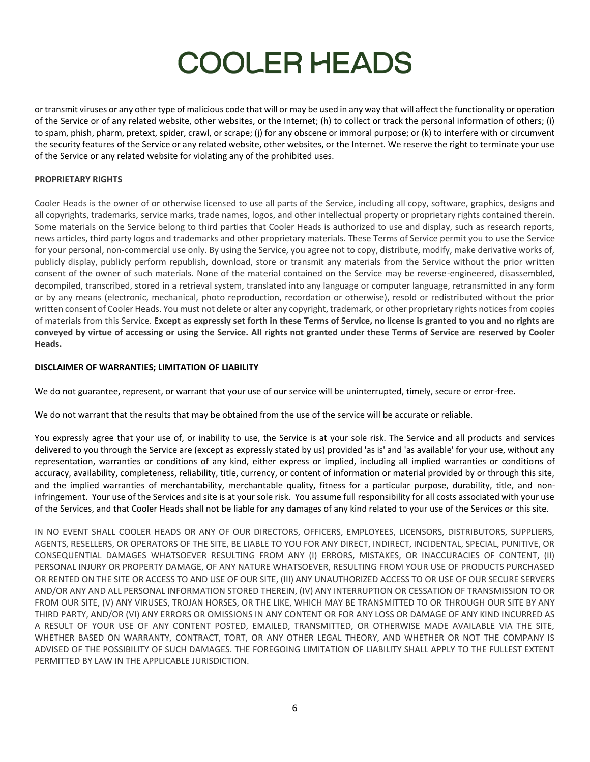or transmit viruses or any other type of malicious code that will or may be used in any way that will affect the functionality or operation of the Service or of any related website, other websites, or the Internet; (h) to collect or track the personal information of others; (i) to spam, phish, pharm, pretext, spider, crawl, or scrape; (j) for any obscene or immoral purpose; or (k) to interfere with or circumvent the security features of the Service or any related website, other websites, or the Internet. We reserve the right to terminate your use of the Service or any related website for violating any of the prohibited uses.

**PROPRIETARY RIGHTS**

Cooler Heads is the owner of or otherwise licensed to use all parts of the Service, including all copy, software, graphics, designs and all copyrights, trademarks, service marks, trade names, logos, and other intellectual property or proprietary rights contained therein. Some materials on the Service belong to third parties that Cooler Heads is authorized to use and display, such as research reports, news articles, third party logos and trademarks and other proprietary materials. These Terms of Service permit you to use the Service for your personal, non-commercial use only. By using the Service, you agree not to copy, distribute, modify, make derivative works of, publicly display, publicly perform republish, download, store or transmit any materials from the Service without the prior written consent of the owner of such materials. None of the material contained on the Service may be reverse-engineered, disassembled, decompiled, transcribed, stored in a retrieval system, translated into any language or computer language, retransmitted in any form or by any means (electronic, mechanical, photo reproduction, recordation or otherwise), resold or redistributed without the prior written consent of Cooler Heads. You must not delete or alter any copyright, trademark, or other proprietary rights notices from copies of materials from this Service. **Except as expressly set forth in these Terms of Service, no license is granted to you and no rights are conveyed by virtue of accessing or using the Service. All rights not granted under these Terms of Service are reserved by Cooler Heads.**

**DISCLAIMER OF WARRANTIES; LIMITATION OF LIABILITY**

We do not guarantee, represent, or warrant that your use of our service will be uninterrupted, timely, secure or error-free.

We do not warrant that the results that may be obtained from the use of the service will be accurate or reliable.

You expressly agree that your use of, or inability to use, the Service is at your sole risk. The Service and all products and services delivered to you through the Service are (except as expressly stated by us) provided 'as is' and 'as available' for your use, without any representation, warranties or conditions of any kind, either express or implied, including all implied warranties or conditions of accuracy, availability, completeness, reliability, title, currency, or content of information or material provided by or through this site, and the implied warranties of merchantability, merchantable quality, fitness for a particular purpose, durability, title, and non-infringement. Your use of the Services and site is at your sole risk. You assume full responsibility for all costs associated with your use of the Services, and that Cooler Heads shall not be liable for any damages of any kind related to your use of the Services or this site.

IN NO EVENT SHALL COOLER HEADS OR ANY OF OUR DIRECTORS, OFFICERS, EMPLOYEES, LICENSORS, DISTRIBUTORS, SUPPLIERS, AGENTS, RESELLERS, OR OPERATORS OF THE SITE, BE LIABLE TO YOU FOR ANY DIRECT, INDIRECT, INCIDENTAL, SPECIAL, PUNITIVE, OR CONSEQUENTIAL DAMAGES WHATSOEVER RESULTING FROM ANY (I) ERRORS, MISTAKES, OR INACCURACIES OF CONTENT, (II) PERSONAL INJURY OR PROPERTY DAMAGE, OF ANY NATURE WHATSOEVER, RESULTING FROM YOUR USE OF PRODUCTS PURCHASED OR RENTED ON THE SITE OR ACCESS TO AND USE OF OUR SITE, (III) ANY UNAUTHORIZED ACCESS TO OR USE OF OUR SECURE SERVERS AND/OR ANY AND ALL PERSONAL INFORMATION STORED THEREIN, (IV) ANY INTERRUPTION OR CESSATION OF TRANSMISSION TO OR FROM OUR SITE, (V) ANY VIRUSES, TROJAN HORSES, OR THE LIKE, WHICH MAY BE TRANSMITTED TO OR THROUGH OUR SITE BY ANY THIRD PARTY, AND/OR (VI) ANY ERRORS OR OMISSIONS IN ANY CONTENT OR FOR ANY LOSS OR DAMAGE OF ANY KIND INCURRED AS A RESULT OF YOUR USE OF ANY CONTENT POSTED, EMAILED, TRANSMITTED, OR OTHERWISE MADE AVAILABLE VIA THE SITE, WHETHER BASED ON WARRANTY, CONTRACT, TORT, OR ANY OTHER LEGAL THEORY, AND WHETHER OR NOT THE COMPANY IS ADVISED OF THE POSSIBILITY OF SUCH DAMAGES. THE FOREGOING LIMITATION OF LIABILITY SHALL APPLY TO THE FULLEST EXTENT PERMITTED BY LAW IN THE APPLICABLE JURISDICTION.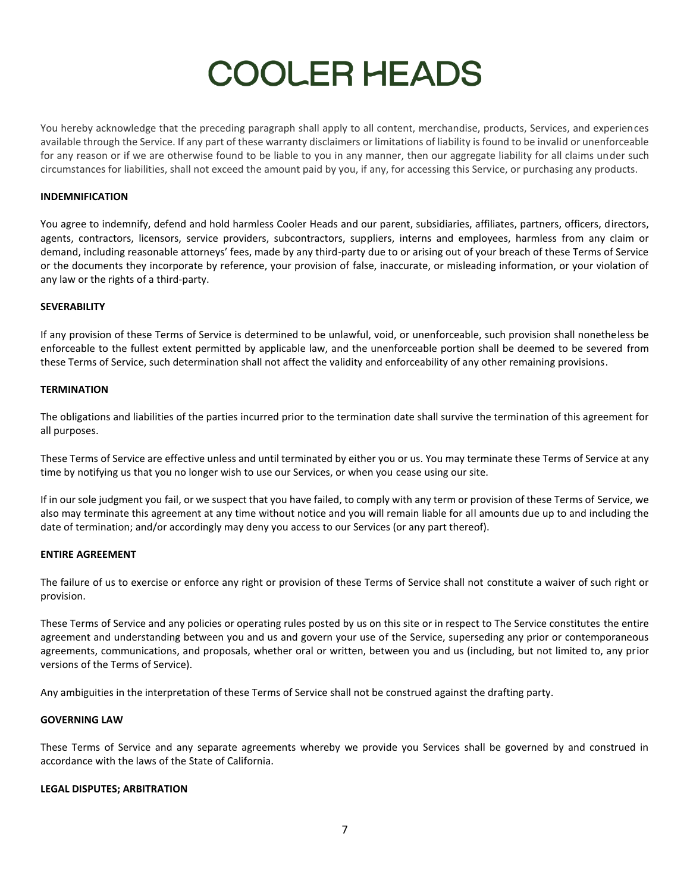# COOLER HEADS

You hereby acknowledge that the preceding paragraph shall apply to all content, merchandise, products, Services, and experiences available through the Service. If any part of these warranty disclaimers or limitations of liability is found to be invalid or unenforceable for any reason or if we are otherwise found to be liable to you in any manner, then our aggregate liability for all claims under such circumstances for liabilities, shall not exceed the amount paid by you, if any, for accessing this Service, or purchasing any products.

**INDEMNIFICATION**

You agree to indemnify, defend and hold harmless Cooler Heads and our parent, subsidiaries, affiliates, partners, officers, directors, agents, contractors, licensors, service providers, subcontractors, suppliers, interns and employees, harmless from any claim or demand, including reasonable attorneys' fees, made by any third-party due to or arising out of your breach of these Terms of Service or the documents they incorporate by reference, your provision of false, inaccurate, or misleading information, or your violation of any law or the rights of a third-party.

**SEVERABILITY**

If any provision of these Terms of Service is determined to be unlawful, void, or unenforceable, such provision shall nonetheless be enforceable to the fullest extent permitted by applicable law, and the unenforceable portion shall be deemed to be severed from these Terms of Service, such determination shall not affect the validity and enforceability of any other remaining provisions.

**TERMINATION**

The obligations and liabilities of the parties incurred prior to the termination date shall survive the termination of this agreement for all purposes.

These Terms of Service are effective unless and until terminated by either you or us. You may terminate these Terms of Service at any time by notifying us that you no longer wish to use our Services, or when you cease using our site.

If in our sole judgment you fail, or we suspect that you have failed, to comply with any term or provision of these Terms of Service, we also may terminate this agreement at any time without notice and you will remain liable for all amounts due up to and including the date of termination; and/or accordingly may deny you access to our Services (or any part thereof).

**ENTIRE AGREEMENT**

The failure of us to exercise or enforce any right or provision of these Terms of Service shall not constitute a waiver of such right or provision.

These Terms of Service and any policies or operating rules posted by us on this site or in respect to The Service constitutes the entire agreement and understanding between you and us and govern your use of the Service, superseding any prior or contemporaneous agreements, communications, and proposals, whether oral or written, between you and us (including, but not limited to, any prior versions of the Terms of Service).

Any ambiguities in the interpretation of these Terms of Service shall not be construed against the drafting party.

**GOVERNING LAW**

These Terms of Service and any separate agreements whereby we provide you Services shall be governed by and construed in accordance with the laws of the State of California.

**LEGAL DISPUTES; ARBITRATION**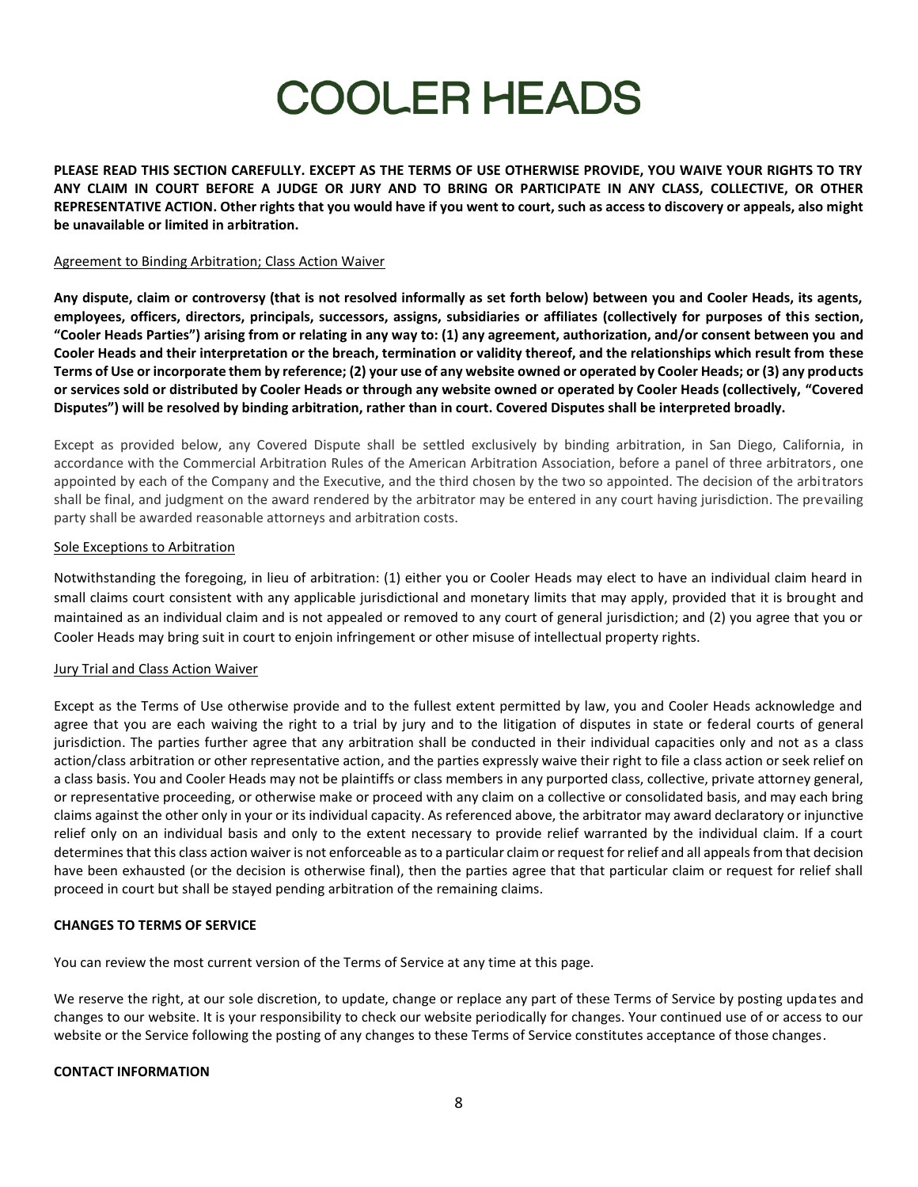# COOLER HEADS

**PLEASE READ THIS SECTION CAREFULLY. EXCEPT AS THE TERMS OF USE OTHERWISE PROVIDE, YOU WAIVE YOUR RIGHTS TO TRY ANY CLAIM IN COURT BEFORE A JUDGE OR JURY AND TO BRING OR PARTICIPATE IN ANY CLASS, COLLECTIVE, OR OTHER REPRESENTATIVE ACTION. Other rights that you would have if you went to court, such as access to discovery or appeals, also might be unavailable or limited in arbitration.**

<u>Agreement to Binding Arbitration; Class Action Waiver</u>

**Any dispute, claim or controversy (that is not resolved informally as set forth below) between you and Cooler Heads, its agents, employees, officers, directors, principals, successors, assigns, subsidiaries or affiliates (collectively for purposes of this section, "Cooler Heads Parties") arising from or relating in any way to: (1) any agreement, authorization, and/or consent between you and Cooler Heads and their interpretation or the breach, termination or validity thereof, and the relationships which result from these Terms of Use or incorporate them by reference; (2) your use of any website owned or operated by Cooler Heads; or (3) any products or services sold or distributed by Cooler Heads or through any website owned or operated by Cooler Heads (collectively, "Covered Disputes") will be resolved by binding arbitration, rather than in court. Covered Disputes shall be interpreted broadly.**

Except as provided below, any Covered Dispute shall be settled exclusively by binding arbitration, in San Diego, California, in accordance with the Commercial Arbitration Rules of the American Arbitration Association, before a panel of three arbitrators, one appointed by each of the Company and the Executive, and the third chosen by the two so appointed. The decision of the arbitrators shall be final, and judgment on the award rendered by the arbitrator may be entered in any court having jurisdiction. The prevailing party shall be awarded reasonable attorneys and arbitration costs.

<u>Sole Exceptions to Arbitration</u>

Notwithstanding the foregoing, in lieu of arbitration: (1) either you or Cooler Heads may elect to have an individual claim heard in small claims court consistent with any applicable jurisdictional and monetary limits that may apply, provided that it is brought and maintained as an individual claim and is not appealed or removed to any court of general jurisdiction; and (2) you agree that you or Cooler Heads may bring suit in court to enjoin infringement or other misuse of intellectual property rights.

<u>Jury Trial and Class Action Waiver</u>

Except as the Terms of Use otherwise provide and to the fullest extent permitted by law, you and Cooler Heads acknowledge and agree that you are each waiving the right to a trial by jury and to the litigation of disputes in state or federal courts of general jurisdiction. The parties further agree that any arbitration shall be conducted in their individual capacities only and not as a class action/class arbitration or other representative action, and the parties expressly waive their right to file a class action or seek relief on a class basis. You and Cooler Heads may not be plaintiffs or class members in any purported class, collective, private attorney general, or representative proceeding, or otherwise make or proceed with any claim on a collective or consolidated basis, and may each bring claims against the other only in your or its individual capacity. As referenced above, the arbitrator may award declaratory or injunctive relief only on an individual basis and only to the extent necessary to provide relief warranted by the individual claim. If a court determines that this class action waiver is not enforceable as to a particular claim or request for relief and all appeals from that decision have been exhausted (or the decision is otherwise final), then the parties agree that that particular claim or request for relief shall proceed in court but shall be stayed pending arbitration of the remaining claims.

**CHANGES TO TERMS OF SERVICE**

You can review the most current version of the Terms of Service at any time at this page.

We reserve the right, at our sole discretion, to update, change or replace any part of these Terms of Service by posting updates and changes to our website. It is your responsibility to check our website periodically for changes. Your continued use of or access to our website or the Service following the posting of any changes to these Terms of Service constitutes acceptance of those changes.

**CONTACT INFORMATION**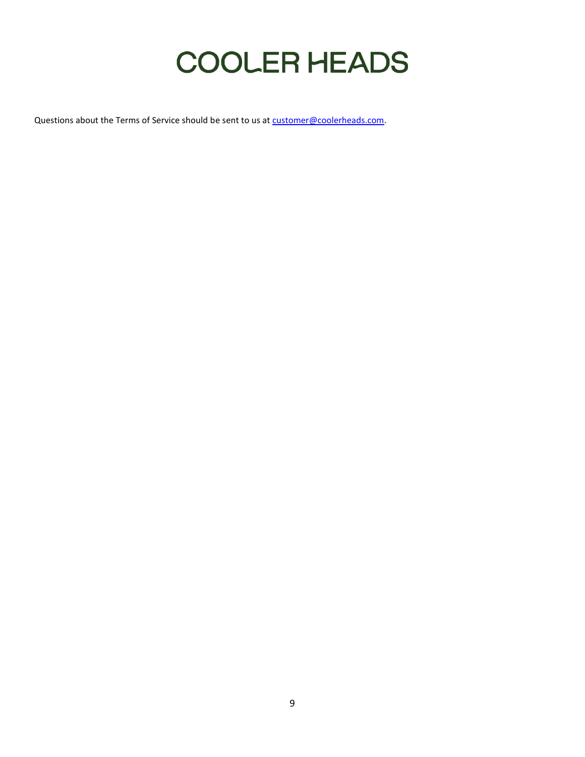# COOLER HEADS

Questions about the Terms of Service should be sent to us at [customer@coolerheads.com](mailto:customer@coolerheads.com).